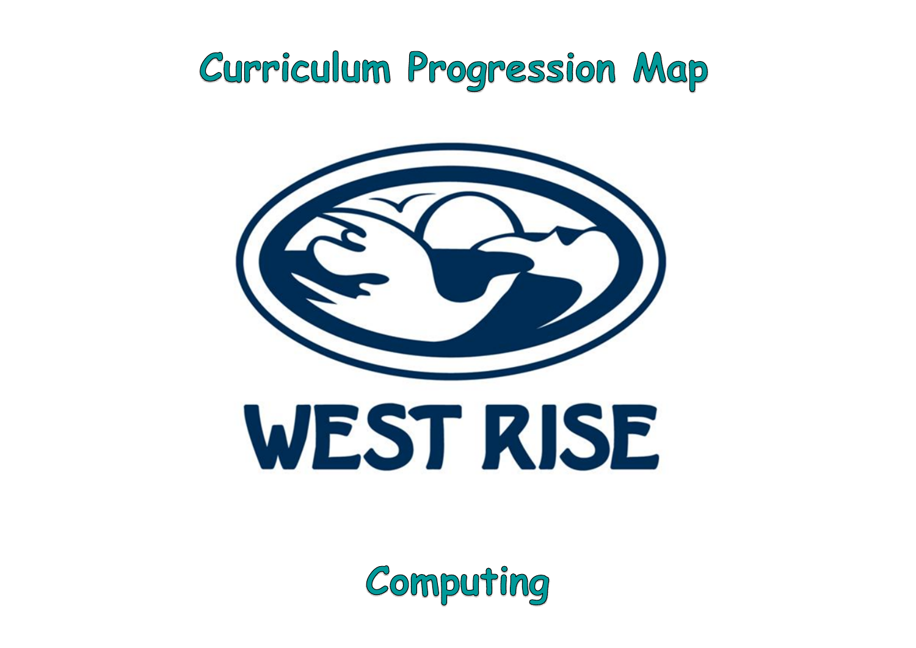# Curriculum Progression Map

WEST RISE

## Computing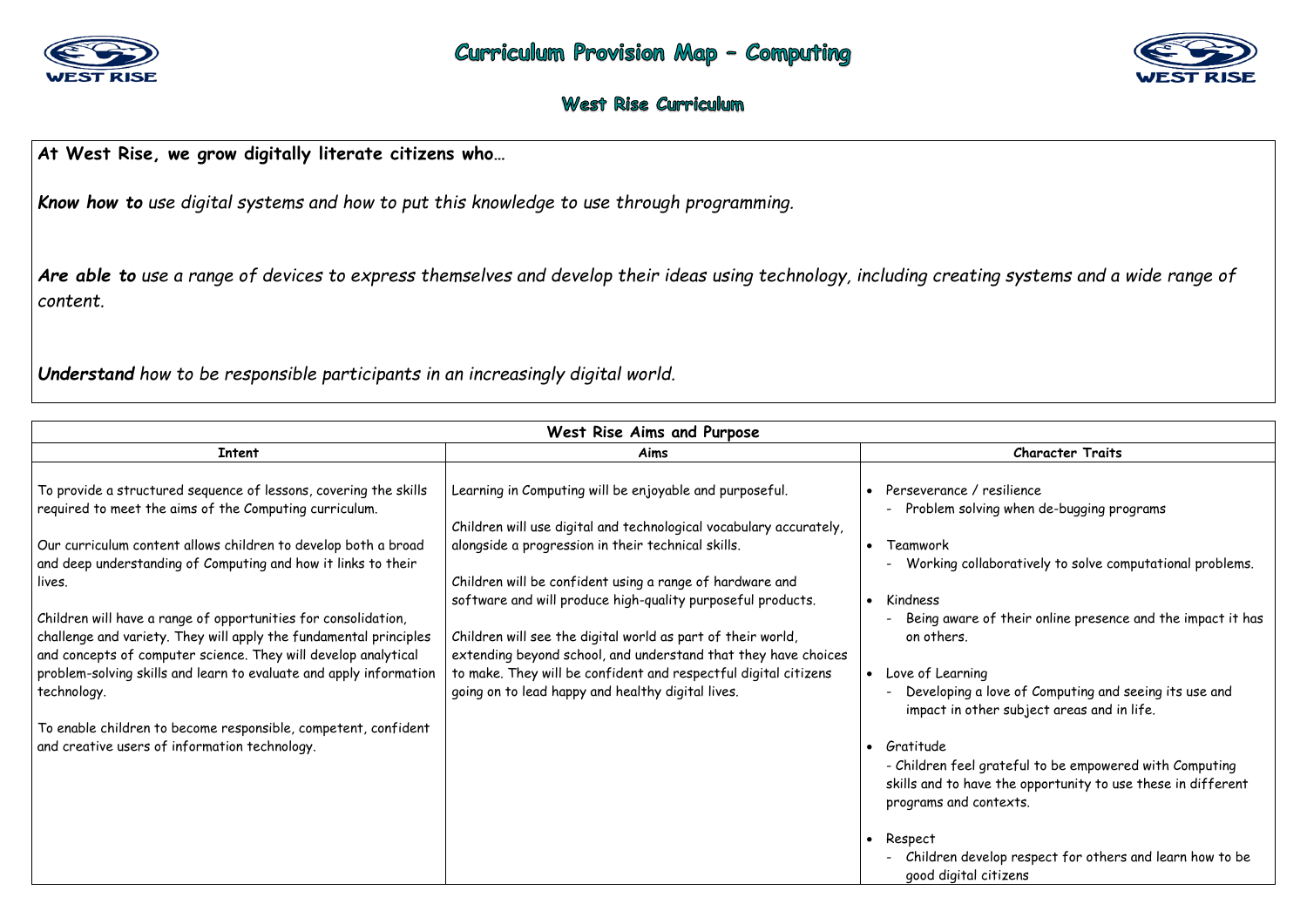# Curriculum Provision Map – Computing

## West Rise Curriculum

**At West Rise, we grow digitally literate citizens who…**

***Know how to*** *use digital systems and how to put this knowledge to use through programming.*

***Are able to*** *use a range of devices to express themselves and develop their ideas using technology, including creating systems and a wide range of content.*

***Understand*** *how to be responsible participants in an increasingly digital world.*

| West Rise Aims and Purpose | | |
|---|---|---|
| **Intent** | **Aims** | **Character Traits** |
| To provide a structured sequence of lessons, covering the skills required to meet the aims of the Computing curriculum.<br><br>Our curriculum content allows children to develop both a broad and deep understanding of Computing and how it links to their lives.<br><br>Children will have a range of opportunities for consolidation, challenge and variety. They will apply the fundamental principles and concepts of computer science. They will develop analytical problem-solving skills and learn to evaluate and apply information technology.<br><br>To enable children to become responsible, competent, confident and creative users of information technology. | Learning in Computing will be enjoyable and purposeful.<br><br>Children will use digital and technological vocabulary accurately, alongside a progression in their technical skills.<br><br>Children will be confident using a range of hardware and software and will produce high-quality purposeful products.<br><br>Children will see the digital world as part of their world, extending beyond school, and understand that they have choices to make. They will be confident and respectful digital citizens going on to lead happy and healthy digital lives. | • Perseverance / resilience<br>- Problem solving when de-bugging programs<br><br>• Teamwork<br>- Working collaboratively to solve computational problems.<br><br>• Kindness<br>- Being aware of their online presence and the impact it has on others.<br><br>• Love of Learning<br>- Developing a love of Computing and seeing its use and impact in other subject areas and in life.<br><br>• Gratitude<br>- Children feel grateful to be empowered with Computing skills and to have the opportunity to use these in different programs and contexts.<br><br>• Respect<br>- Children develop respect for others and learn how to be good digital citizens |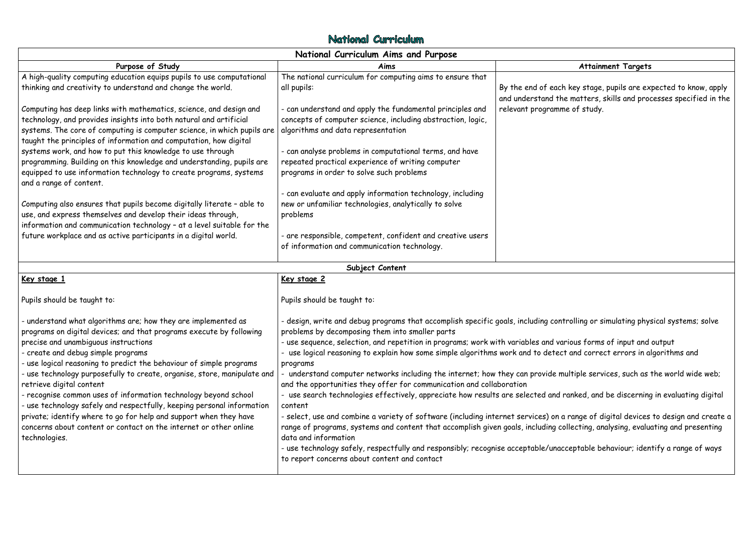# National Curriculum

## National Curriculum Aims and Purpose

| Purpose of Study | Aims | Attainment Targets |
|---|---|---|
| A high-quality computing education equips pupils to use computational thinking and creativity to understand and change the world.<br><br>Computing has deep links with mathematics, science, and design and technology, and provides insights into both natural and artificial systems. The core of computing is computer science, in which pupils are taught the principles of information and computation, how digital systems work, and how to put this knowledge to use through programming. Building on this knowledge and understanding, pupils are equipped to use information technology to create programs, systems and a range of content.<br><br>Computing also ensures that pupils become digitally literate – able to use, and express themselves and develop their ideas through, information and communication technology – at a level suitable for the future workplace and as active participants in a digital world. | The national curriculum for computing aims to ensure that all pupils:<br><br>- can understand and apply the fundamental principles and concepts of computer science, including abstraction, logic, algorithms and data representation<br><br>- can analyse problems in computational terms, and have repeated practical experience of writing computer programs in order to solve such problems<br><br>- can evaluate and apply information technology, including new or unfamiliar technologies, analytically to solve problems<br><br>- are responsible, competent, confident and creative users of information and communication technology. | By the end of each key stage, pupils are expected to know, apply and understand the matters, skills and processes specified in the relevant programme of study. |

## Subject Content

| Key stage 1 | Key stage 2 |
|---|---|
| Pupils should be taught to:<br><br>- understand what algorithms are; how they are implemented as programs on digital devices; and that programs execute by following precise and unambiguous instructions<br>- create and debug simple programs<br>- use logical reasoning to predict the behaviour of simple programs<br>- use technology purposefully to create, organise, store, manipulate and retrieve digital content<br>- recognise common uses of information technology beyond school<br>- use technology safely and respectfully, keeping personal information private; identify where to go for help and support when they have concerns about content or contact on the internet or other online technologies. | Pupils should be taught to:<br><br>- design, write and debug programs that accomplish specific goals, including controlling or simulating physical systems; solve problems by decomposing them into smaller parts<br>- use sequence, selection, and repetition in programs; work with variables and various forms of input and output<br>- use logical reasoning to explain how some simple algorithms work and to detect and correct errors in algorithms and programs<br>- understand computer networks including the internet; how they can provide multiple services, such as the world wide web; and the opportunities they offer for communication and collaboration<br>- use search technologies effectively, appreciate how results are selected and ranked, and be discerning in evaluating digital content<br>- select, use and combine a variety of software (including internet services) on a range of digital devices to design and create a range of programs, systems and content that accomplish given goals, including collecting, analysing, evaluating and presenting data and information<br>- use technology safely, respectfully and responsibly; recognise acceptable/unacceptable behaviour; identify a range of ways to report concerns about content and contact |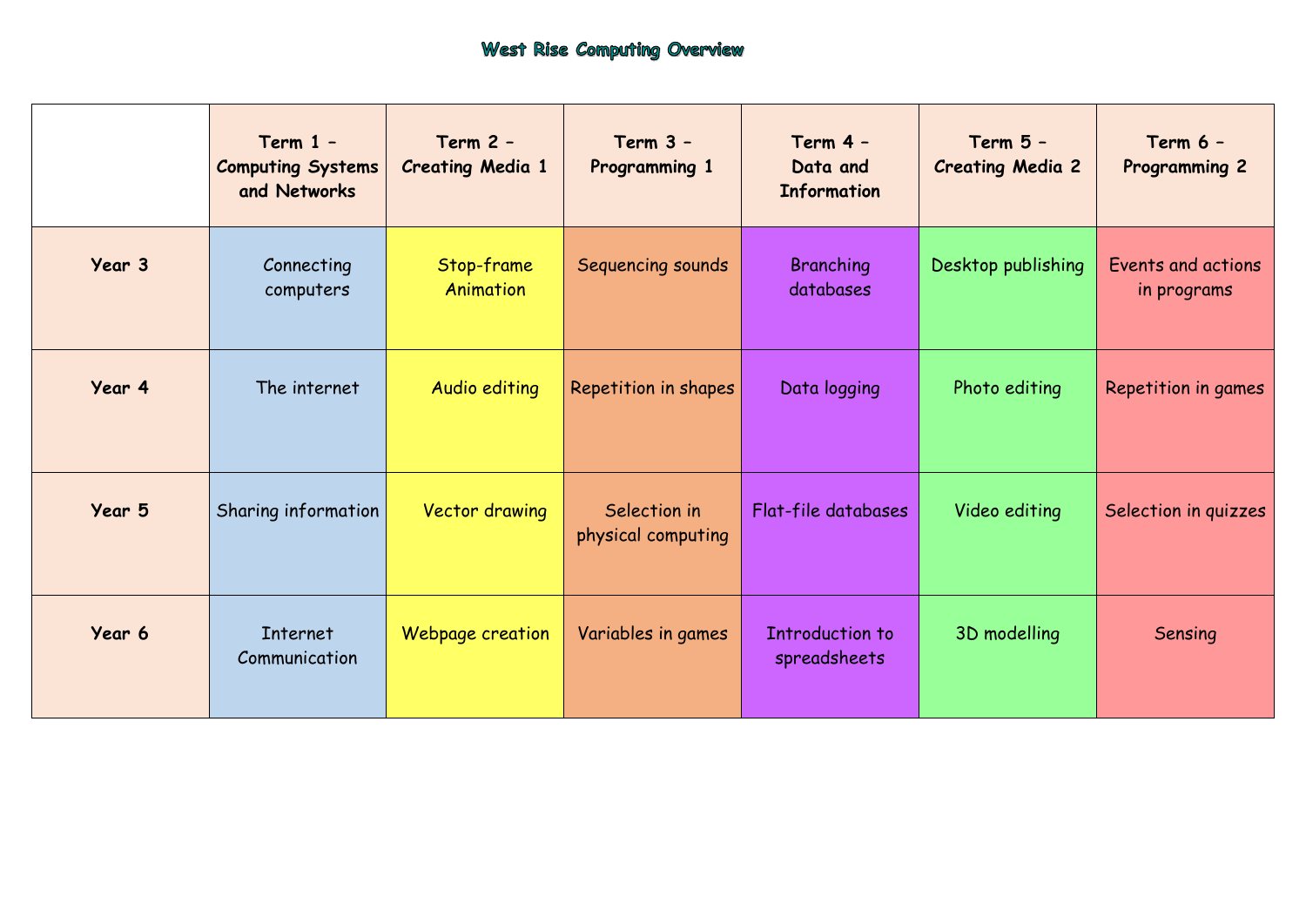# West Rise Computing Overview

| | Term 1 – Computing Systems and Networks | Term 2 – Creating Media 1 | Term 3 – Programming 1 | Term 4 – Data and Information | Term 5 – Creating Media 2 | Term 6 – Programming 2 |
|---|---|---|---|---|---|---|
| **Year 3** | Connecting computers | Stop-frame Animation | Sequencing sounds | Branching databases | Desktop publishing | Events and actions in programs |
| **Year 4** | The internet | Audio editing | Repetition in shapes | Data logging | Photo editing | Repetition in games |
| **Year 5** | Sharing information | Vector drawing | Selection in physical computing | Flat-file databases | Video editing | Selection in quizzes |
| **Year 6** | Internet Communication | Webpage creation | Variables in games | Introduction to spreadsheets | 3D modelling | Sensing |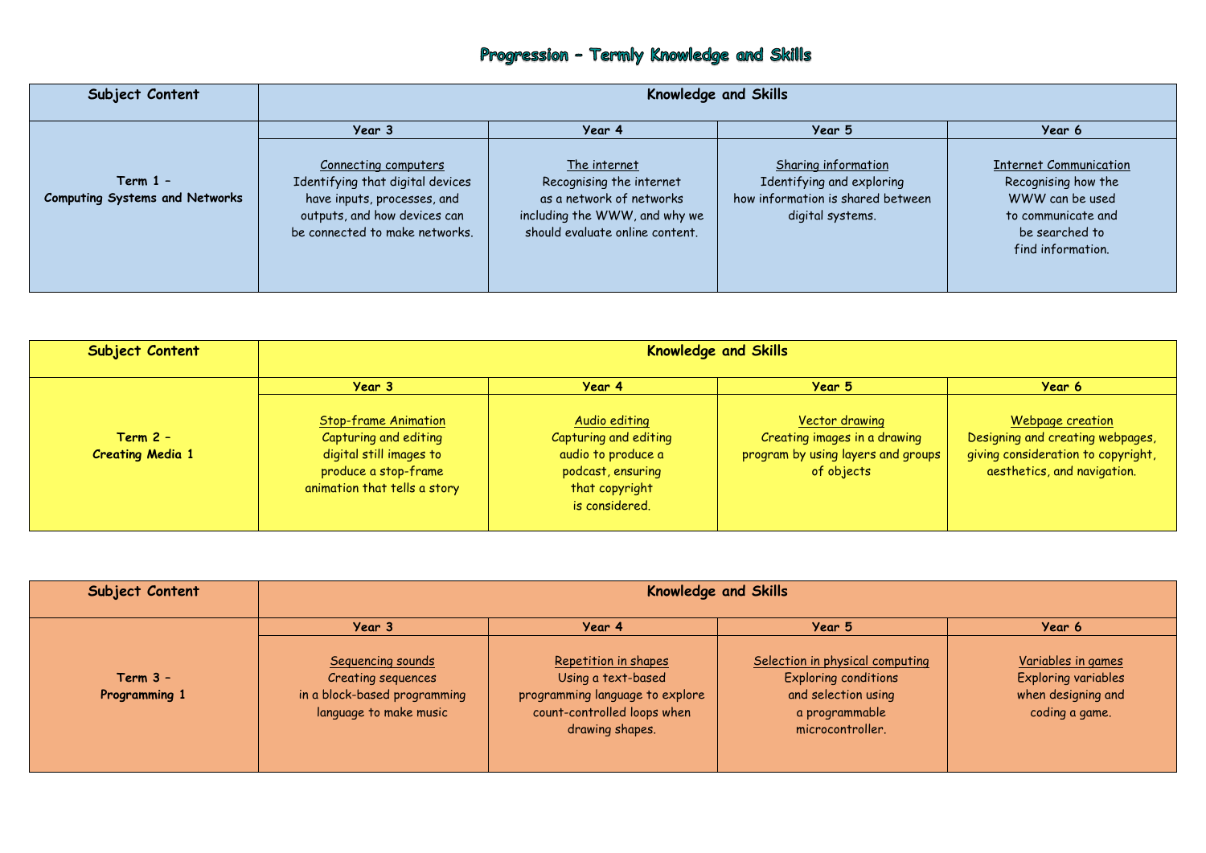# Progression – Termly Knowledge and Skills

| Subject Content | Knowledge and Skills | | | |
|---|---|---|---|---|
| | Year 3 | Year 4 | Year 5 | Year 6 |
| **Term 1 – Computing Systems and Networks** | <u>Connecting computers</u> Identifying that digital devices have inputs, processes, and outputs, and how devices can be connected to make networks. | <u>The internet</u> Recognising the internet as a network of networks including the WWW, and why we should evaluate online content. | <u>Sharing information</u> Identifying and exploring how information is shared between digital systems. | <u>Internet Communication</u> Recognising how the WWW can be used to communicate and be searched to find information. |

| Subject Content | Knowledge and Skills | | | |
|---|---|---|---|---|
| | Year 3 | Year 4 | Year 5 | Year 6 |
| **Term 2 – Creating Media 1** | <u>Stop-frame Animation</u> Capturing and editing digital still images to produce a stop-frame animation that tells a story | <u>Audio editing</u> Capturing and editing audio to produce a podcast, ensuring that copyright is considered. | <u>Vector drawing</u> Creating images in a drawing program by using layers and groups of objects | <u>Webpage creation</u> Designing and creating webpages, giving consideration to copyright, aesthetics, and navigation. |

| Subject Content | Knowledge and Skills | | | |
|---|---|---|---|---|
| | Year 3 | Year 4 | Year 5 | Year 6 |
| **Term 3 – Programming 1** | <u>Sequencing sounds</u> Creating sequences in a block-based programming language to make music | <u>Repetition in shapes</u> Using a text-based programming language to explore count-controlled loops when drawing shapes. | <u>Selection in physical computing</u> Exploring conditions and selection using a programmable microcontroller. | <u>Variables in games</u> Exploring variables when designing and coding a game. |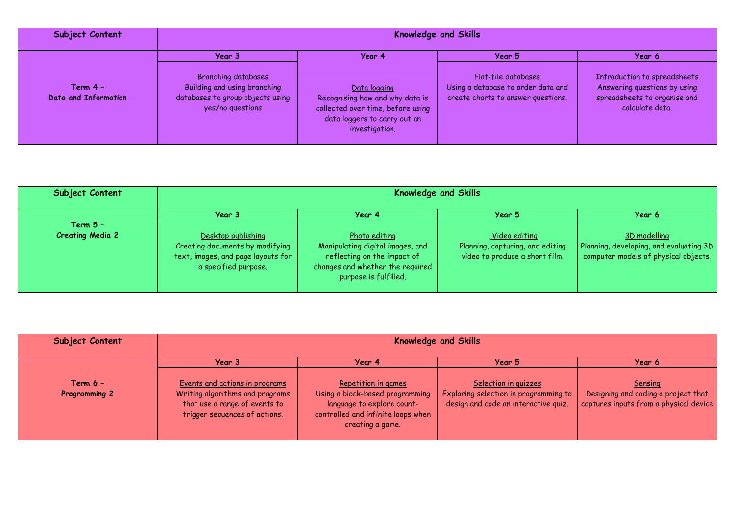| Subject Content | Knowledge and Skills | | | |
|---|---|---|---|---|
| | Year 3 | Year 4 | Year 5 | Year 6 |
| **Term 4 – Data and Information** | Branching databases<br>Building and using branching databases to group objects using yes/no questions | Data logging<br>Recognising how and why data is collected over time, before using data loggers to carry out an investigation. | Flat-file databases<br>Using a database to order data and create charts to answer questions. | Introduction to spreadsheets<br>Answering questions by using spreadsheets to organise and calculate data. |

| Subject Content | Knowledge and Skills | | | |
|---|---|---|---|---|
| | Year 3 | Year 4 | Year 5 | Year 6 |
| **Term 5 – Creating Media 2** | Desktop publishing<br>Creating documents by modifying text, images, and page layouts for a specified purpose. | Photo editing<br>Manipulating digital images, and reflecting on the impact of changes and whether the required purpose is fulfilled. | . Video editing<br>Planning, capturing, and editing video to produce a short film. | 3D modelling<br>Planning, developing, and evaluating 3D computer models of physical objects. |

| Subject Content | Knowledge and Skills | | | |
|---|---|---|---|---|
| | Year 3 | Year 4 | Year 5 | Year 6 |
| **Term 6 – Programming 2** | Events and actions in programs<br>Writing algorithms and programs that use a range of events to trigger sequences of actions. | Repetition in games<br>Using a block-based programming language to explore count-controlled and infinite loops when creating a game. | Selection in quizzes<br>Exploring selection in programming to design and code an interactive quiz. | Sensing<br>Designing and coding a project that captures inputs from a physical device |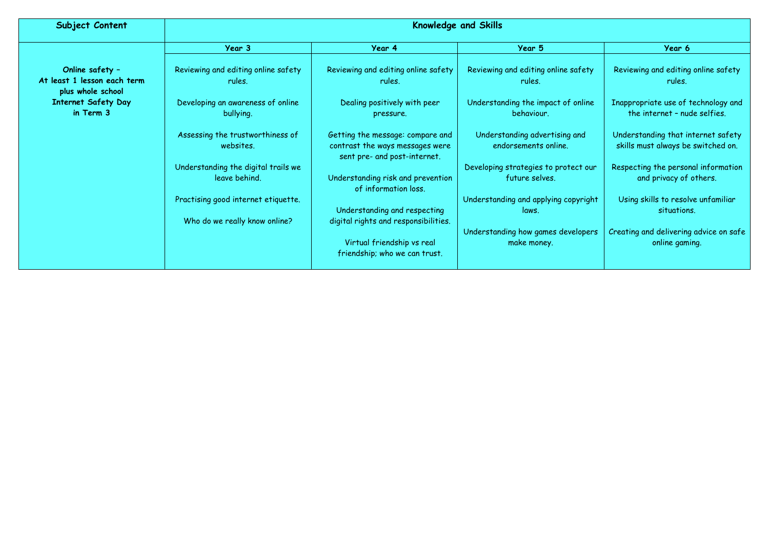| Subject Content | Knowledge and Skills | | | |
|---|---|---|---|---|
| | Year 3 | Year 4 | Year 5 | Year 6 |
| **Online safety – At least 1 lesson each term plus whole school Internet Safety Day in Term 3** | Reviewing and editing online safety rules.<br><br>Developing an awareness of online bullying.<br><br>Assessing the trustworthiness of websites.<br><br>Understanding the digital trails we leave behind.<br><br>Practising good internet etiquette.<br><br>Who do we really know online? | Reviewing and editing online safety rules.<br><br>Dealing positively with peer pressure.<br><br>Getting the message: compare and contrast the ways messages were sent pre- and post-internet.<br><br>Understanding risk and prevention of information loss.<br><br>Understanding and respecting digital rights and responsibilities.<br><br>Virtual friendship vs real friendship; who we can trust. | Reviewing and editing online safety rules.<br><br>Understanding the impact of online behaviour.<br><br>Understanding advertising and endorsements online.<br><br>Developing strategies to protect our future selves.<br><br>Understanding and applying copyright laws.<br><br>Understanding how games developers make money. | Reviewing and editing online safety rules.<br><br>Inappropriate use of technology and the internet – nude selfies.<br><br>Understanding that internet safety skills must always be switched on.<br><br>Respecting the personal information and privacy of others.<br><br>Using skills to resolve unfamiliar situations.<br><br>Creating and delivering advice on safe online gaming. |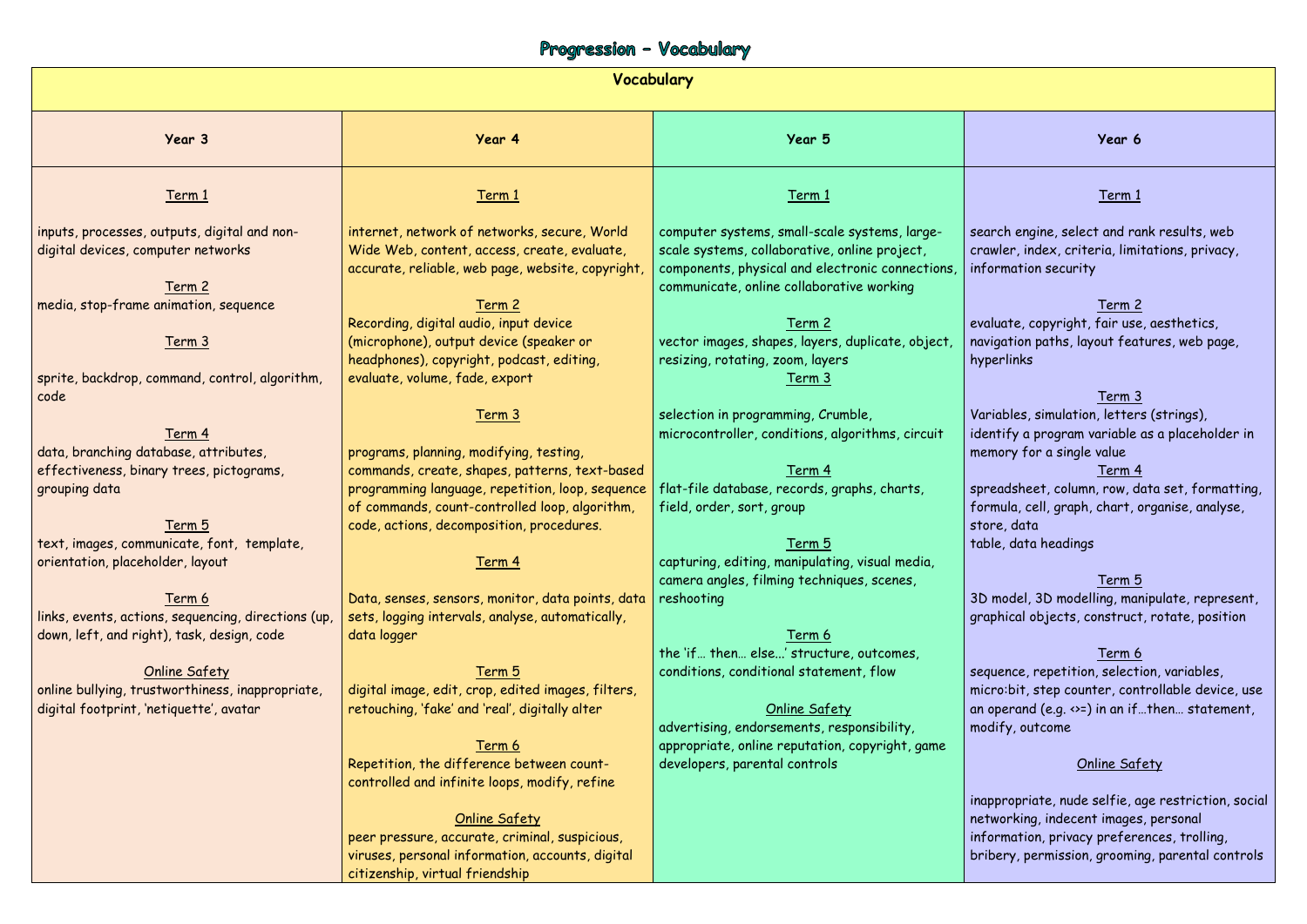# Progression – Vocabulary

| Vocabulary | | | |
|---|---|---|---|
| **Year 3** | **Year 4** | **Year 5** | **Year 6** |
| <u>Term 1</u><br>inputs, processes, outputs, digital and non-digital devices, computer networks<br><br><u>Term 2</u><br>media, stop-frame animation, sequence<br><br><u>Term 3</u><br>sprite, backdrop, command, control, algorithm, code<br><br><u>Term 4</u><br>data, branching database, attributes, effectiveness, binary trees, pictograms, grouping data<br><br><u>Term 5</u><br>text, images, communicate, font, template, orientation, placeholder, layout<br><br><u>Term 6</u><br>links, events, actions, sequencing, directions (up, down, left, and right), task, design, code<br><br><u>Online Safety</u><br>online bullying, trustworthiness, inappropriate, digital footprint, 'netiquette', avatar | <u>Term 1</u><br>internet, network of networks, secure, World Wide Web, content, access, create, evaluate, accurate, reliable, web page, website, copyright,<br><br><u>Term 2</u><br>Recording, digital audio, input device (microphone), output device (speaker or headphones), copyright, podcast, editing, evaluate, volume, fade, export<br><br><u>Term 3</u><br>programs, planning, modifying, testing, commands, create, shapes, patterns, text-based programming language, repetition, loop, sequence of commands, count-controlled loop, algorithm, code, actions, decomposition, procedures.<br><br><u>Term 4</u><br>Data, senses, sensors, monitor, data points, data sets, logging intervals, analyse, automatically, data logger<br><br><u>Term 5</u><br>digital image, edit, crop, edited images, filters, retouching, 'fake' and 'real', digitally alter<br><br><u>Term 6</u><br>Repetition, the difference between count-controlled and infinite loops, modify, refine<br><br><u>Online Safety</u><br>peer pressure, accurate, criminal, suspicious, viruses, personal information, accounts, digital citizenship, virtual friendship | <u>Term 1</u><br>computer systems, small-scale systems, large-scale systems, collaborative, online project, components, physical and electronic connections, communicate, online collaborative working<br><br><u>Term 2</u><br>vector images, shapes, layers, duplicate, object, resizing, rotating, zoom, layers<br><br><u>Term 3</u><br>selection in programming, Crumble, microcontroller, conditions, algorithms, circuit<br><br><u>Term 4</u><br>flat-file database, records, graphs, charts, field, order, sort, group<br><br><u>Term 5</u><br>capturing, editing, manipulating, visual media, camera angles, filming techniques, scenes, reshooting<br><br><u>Term 6</u><br>the 'if… then… else…' structure, outcomes, conditions, conditional statement, flow<br><br><u>Online Safety</u><br>advertising, endorsements, responsibility, appropriate, online reputation, copyright, game developers, parental controls | <u>Term 1</u><br>search engine, select and rank results, web crawler, index, criteria, limitations, privacy, information security<br><br><u>Term 2</u><br>evaluate, copyright, fair use, aesthetics, navigation paths, layout features, web page, hyperlinks<br><br><u>Term 3</u><br>Variables, simulation, letters (strings), identify a program variable as a placeholder in memory for a single value<br><br><u>Term 4</u><br>spreadsheet, column, row, data set, formatting, formula, cell, graph, chart, organise, analyse, store, data table, data headings<br><br><u>Term 5</u><br>3D model, 3D modelling, manipulate, represent, graphical objects, construct, rotate, position<br><br><u>Term 6</u><br>sequence, repetition, selection, variables, micro:bit, step counter, controllable device, use an operand (e.g. <>=) in an if…then… statement, modify, outcome<br><br><u>Online Safety</u><br>inappropriate, nude selfie, age restriction, social networking, indecent images, personal information, privacy preferences, trolling, bribery, permission, grooming, parental controls |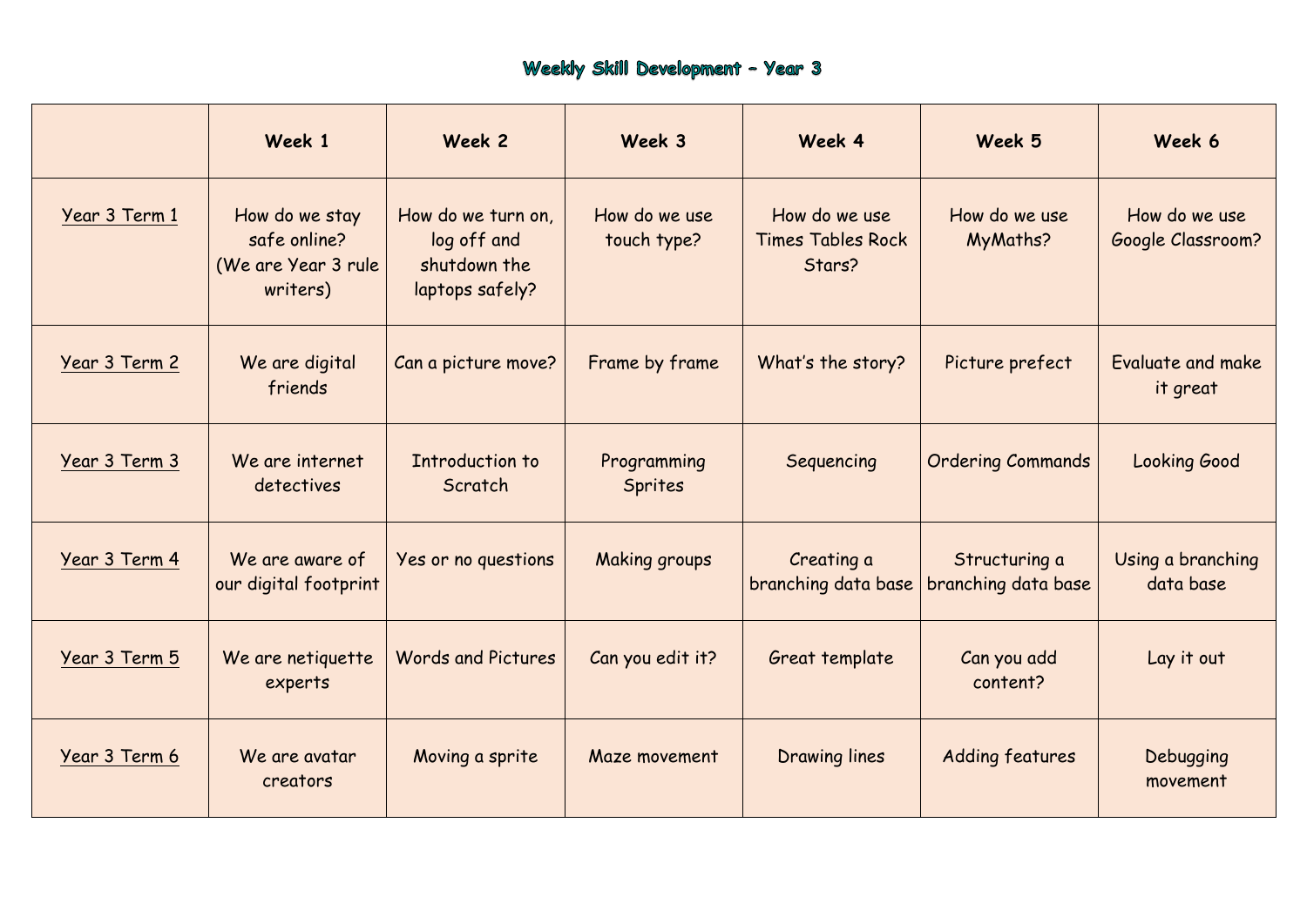# Weekly Skill Development – Year 3

| | Week 1 | Week 2 | Week 3 | Week 4 | Week 5 | Week 6 |
|---|---|---|---|---|---|---|
| Year 3 Term 1 | How do we stay safe online? (We are Year 3 rule writers) | How do we turn on, log off and shutdown the laptops safely? | How do we use touch type? | How do we use Times Tables Rock Stars? | How do we use MyMaths? | How do we use Google Classroom? |
| Year 3 Term 2 | We are digital friends | Can a picture move? | Frame by frame | What's the story? | Picture prefect | Evaluate and make it great |
| Year 3 Term 3 | We are internet detectives | Introduction to Scratch | Programming Sprites | Sequencing | Ordering Commands | Looking Good |
| Year 3 Term 4 | We are aware of our digital footprint | Yes or no questions | Making groups | Creating a branching data base | Structuring a branching data base | Using a branching data base |
| Year 3 Term 5 | We are netiquette experts | Words and Pictures | Can you edit it? | Great template | Can you add content? | Lay it out |
| Year 3 Term 6 | We are avatar creators | Moving a sprite | Maze movement | Drawing lines | Adding features | Debugging movement |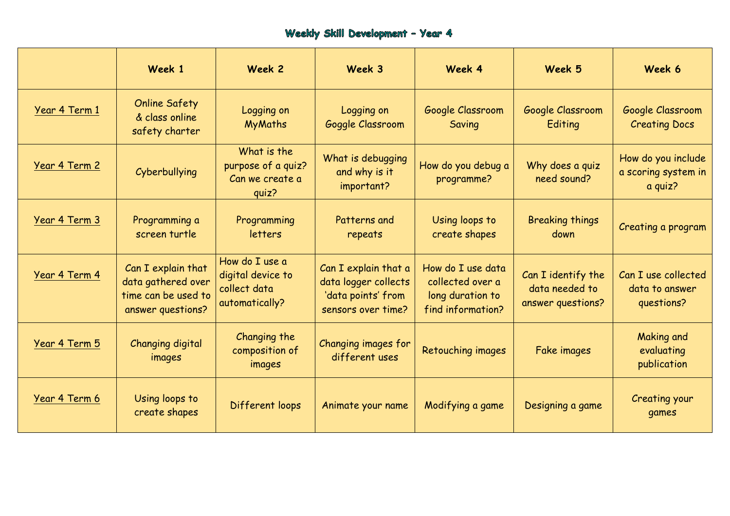# Weekly Skill Development – Year 4

| | Week 1 | Week 2 | Week 3 | Week 4 | Week 5 | Week 6 |
|---|---|---|---|---|---|---|
| Year 4 Term 1 | Online Safety & class online safety charter | Logging on MyMaths | Logging on Goggle Classroom | Google Classroom Saving | Google Classroom Editing | Google Classroom Creating Docs |
| Year 4 Term 2 | Cyberbullying | What is the purpose of a quiz? Can we create a quiz? | What is debugging and why is it important? | How do you debug a programme? | Why does a quiz need sound? | How do you include a scoring system in a quiz? |
| Year 4 Term 3 | Programming a screen turtle | Programming letters | Patterns and repeats | Using loops to create shapes | Breaking things down | Creating a program |
| Year 4 Term 4 | Can I explain that data gathered over time can be used to answer questions? | How do I use a digital device to collect data automatically? | Can I explain that a data logger collects 'data points' from sensors over time? | How do I use data collected over a long duration to find information? | Can I identify the data needed to answer questions? | Can I use collected data to answer questions? |
| Year 4 Term 5 | Changing digital images | Changing the composition of images | Changing images for different uses | Retouching images | Fake images | Making and evaluating publication |
| Year 4 Term 6 | Using loops to create shapes | Different loops | Animate your name | Modifying a game | Designing a game | Creating your games |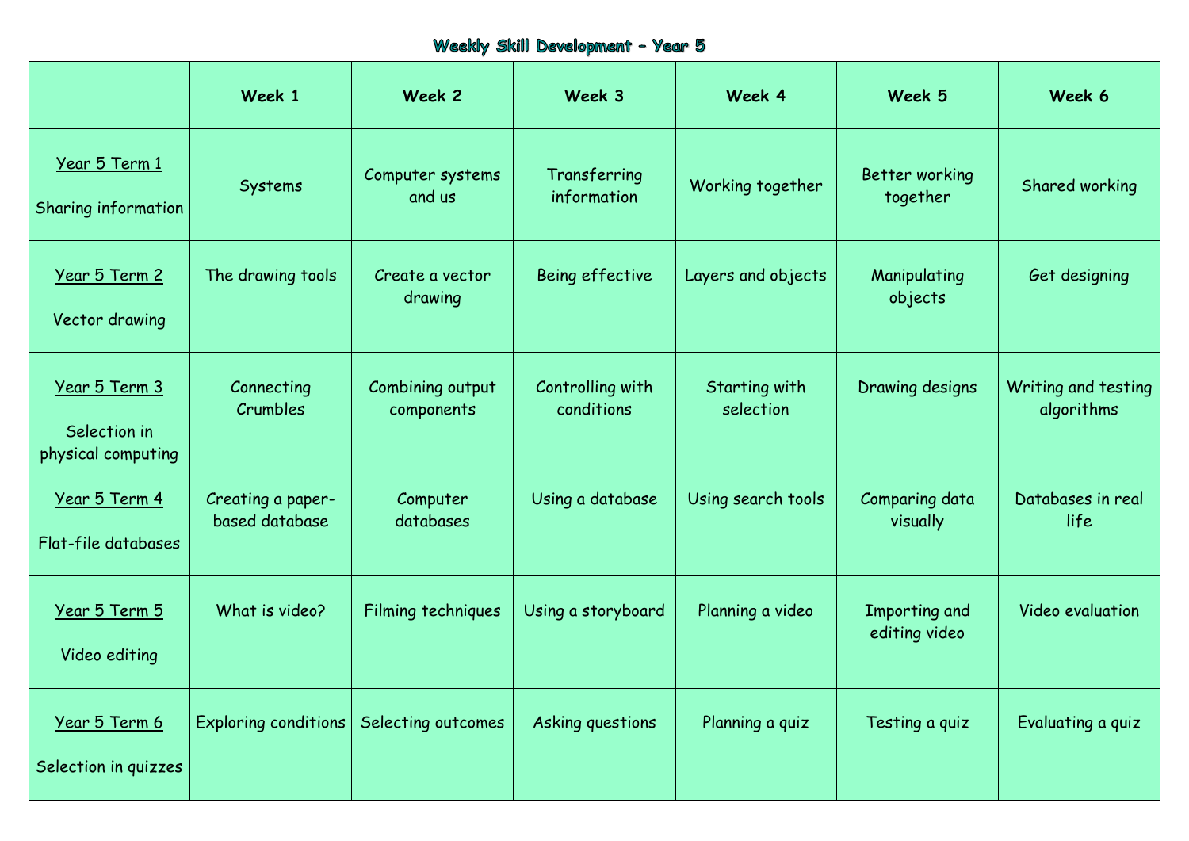# Weekly Skill Development - Year 5

| | Week 1 | Week 2 | Week 3 | Week 4 | Week 5 | Week 6 |
|---|---|---|---|---|---|---|
| Year 5 Term 1<br>Sharing information | Systems | Computer systems and us | Transferring information | Working together | Better working together | Shared working |
| Year 5 Term 2<br>Vector drawing | The drawing tools | Create a vector drawing | Being effective | Layers and objects | Manipulating objects | Get designing |
| Year 5 Term 3<br>Selection in physical computing | Connecting Crumbles | Combining output components | Controlling with conditions | Starting with selection | Drawing designs | Writing and testing algorithms |
| Year 5 Term 4<br>Flat-file databases | Creating a paper-based database | Computer databases | Using a database | Using search tools | Comparing data visually | Databases in real life |
| Year 5 Term 5<br>Video editing | What is video? | Filming techniques | Using a storyboard | Planning a video | Importing and editing video | Video evaluation |
| Year 5 Term 6<br>Selection in quizzes | Exploring conditions | Selecting outcomes | Asking questions | Planning a quiz | Testing a quiz | Evaluating a quiz |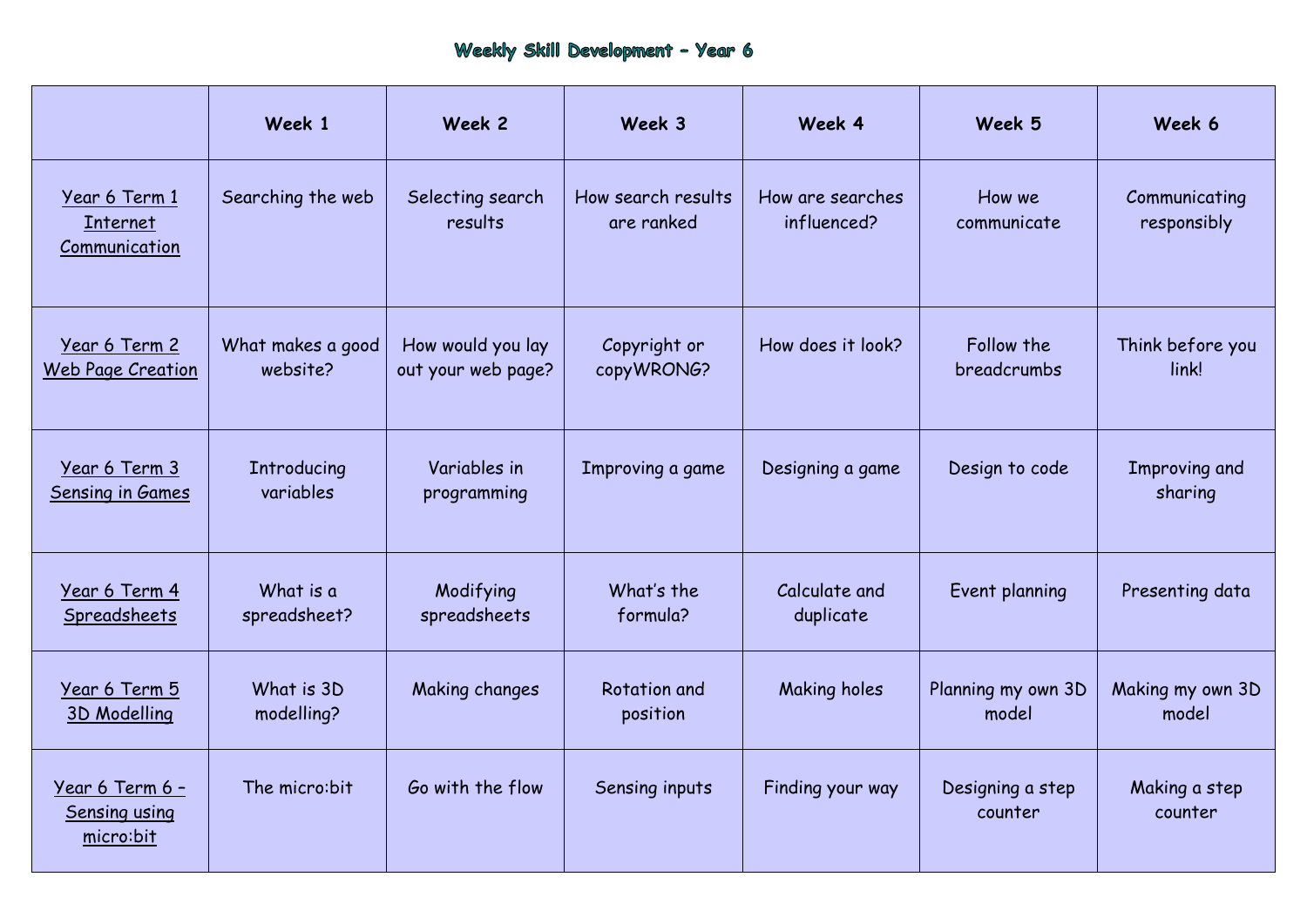# Weekly Skill Development – Year 6

| | Week 1 | Week 2 | Week 3 | Week 4 | Week 5 | Week 6 |
|---|---|---|---|---|---|---|
| Year 6 Term 1 Internet Communication | Searching the web | Selecting search results | How search results are ranked | How are searches influenced? | How we communicate | Communicating responsibly |
| Year 6 Term 2 Web Page Creation | What makes a good website? | How would you lay out your web page? | Copyright or copyWRONG? | How does it look? | Follow the breadcrumbs | Think before you link! |
| Year 6 Term 3 Sensing in Games | Introducing variables | Variables in programming | Improving a game | Designing a game | Design to code | Improving and sharing |
| Year 6 Term 4 Spreadsheets | What is a spreadsheet? | Modifying spreadsheets | What's the formula? | Calculate and duplicate | Event planning | Presenting data |
| Year 6 Term 5 3D Modelling | What is 3D modelling? | Making changes | Rotation and position | Making holes | Planning my own 3D model | Making my own 3D model |
| Year 6 Term 6 – Sensing using micro:bit | The micro:bit | Go with the flow | Sensing inputs | Finding your way | Designing a step counter | Making a step counter |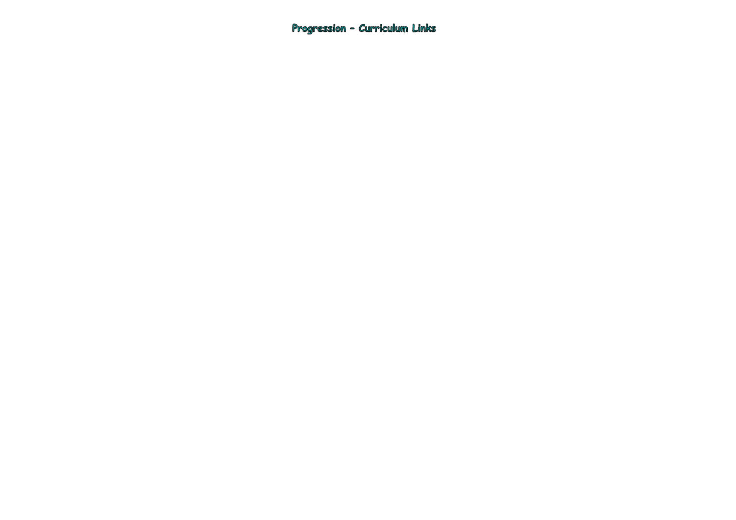# Progression – Curriculum Links